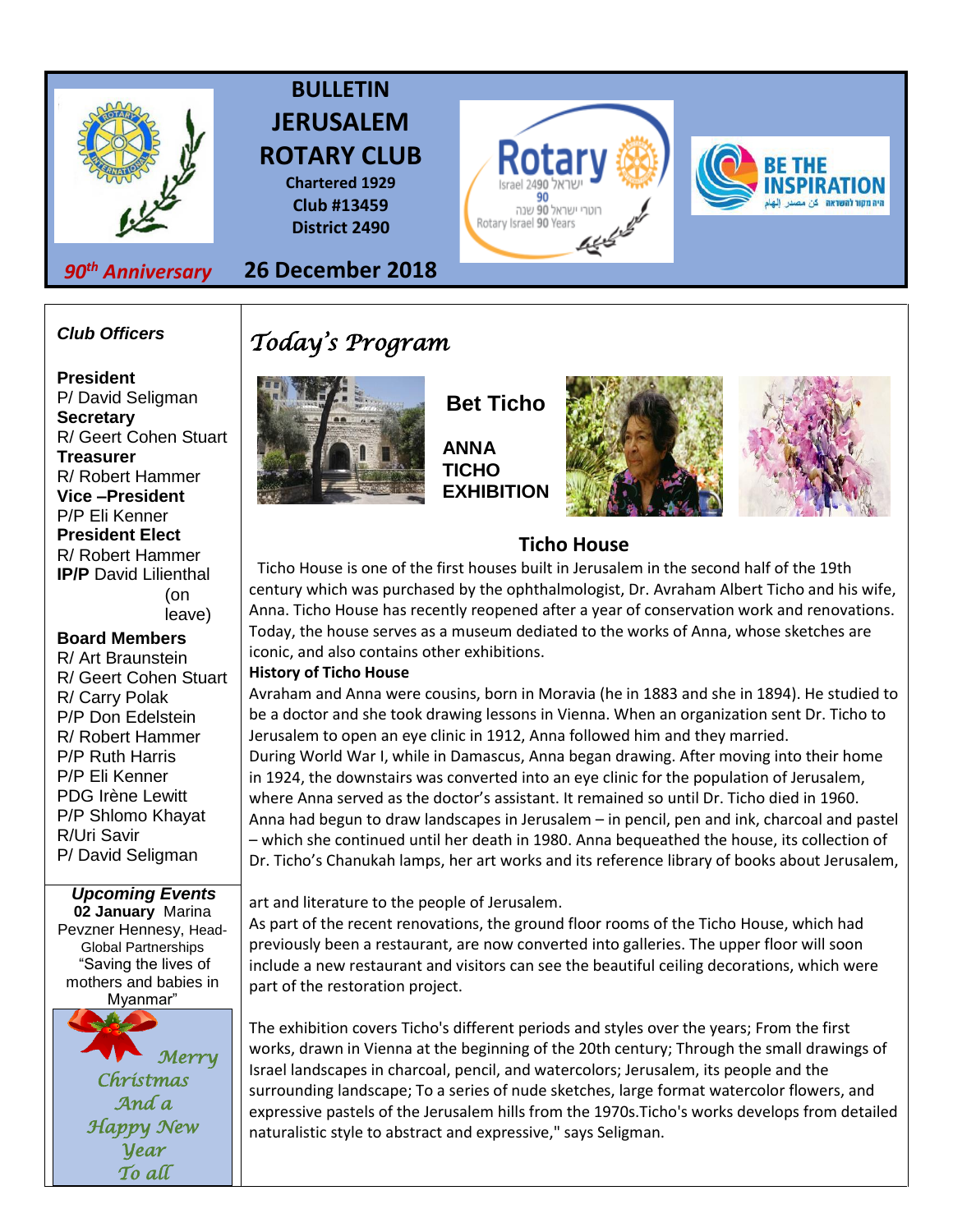# BULLETIN JERUSALEM ROTARY CLUB

**Chartered 1929**
**Club #13459**
**District 2490**

*90th Anniversary*

**26 December 2018**

Rotary Israel 2490 רוטרי ישראל 90 90 שנה רוטרי ישראל 90 Rotary Israel 90 Years

BE THE INSPIRATION היה מקור להשראה كن مصدر إلهام

***Club Officers***

**President**
P/ David Seligman
**Secretary**
R/ Geert Cohen Stuart
**Treasurer**
R/ Robert Hammer
**Vice –President**
P/P Eli Kenner
**President Elect**
R/ Robert Hammer
**IP/P** David Lilienthal (on leave)

**Board Members**
R/ Art Braunstein
R/ Geert Cohen Stuart
R/ Carry Polak
P/P Don Edelstein
R/ Robert Hammer
P/P Ruth Harris
P/P Eli Kenner
PDG Irène Lewitt
P/P Shlomo Khayat
R/Uri Savir
P/ David Seligman

***Upcoming Events***
**02 January** Marina Pevzner Hennesy, Head-Global Partnerships "Saving the lives of mothers and babies in Myanmar"

*Merry Christmas And a Happy New Year To all*

## *Today's Program*

**Bet Ticho**

**ANNA TICHO EXHIBITION**

### Ticho House

Ticho House is one of the first houses built in Jerusalem in the second half of the 19th century which was purchased by the ophthalmologist, Dr. Avraham Albert Ticho and his wife, Anna. Ticho House has recently reopened after a year of conservation work and renovations. Today, the house serves as a museum dediated to the works of Anna, whose sketches are iconic, and also contains other exhibitions.

**History of Ticho House**

Avraham and Anna were cousins, born in Moravia (he in 1883 and she in 1894). He studied to be a doctor and she took drawing lessons in Vienna. When an organization sent Dr. Ticho to Jerusalem to open an eye clinic in 1912, Anna followed him and they married.
During World War I, while in Damascus, Anna began drawing. After moving into their home in 1924, the downstairs was converted into an eye clinic for the population of Jerusalem, where Anna served as the doctor's assistant. It remained so until Dr. Ticho died in 1960. Anna had begun to draw landscapes in Jerusalem – in pencil, pen and ink, charcoal and pastel – which she continued until her death in 1980. Anna bequeathed the house, its collection of Dr. Ticho's Chanukah lamps, her art works and its reference library of books about Jerusalem, art and literature to the people of Jerusalem.
As part of the recent renovations, the ground floor rooms of the Ticho House, which had previously been a restaurant, are now converted into galleries. The upper floor will soon include a new restaurant and visitors can see the beautiful ceiling decorations, which were part of the restoration project.

The exhibition covers Ticho's different periods and styles over the years; From the first works, drawn in Vienna at the beginning of the 20th century; Through the small drawings of Israel landscapes in charcoal, pencil, and watercolors; Jerusalem, its people and the surrounding landscape; To a series of nude sketches, large format watercolor flowers, and expressive pastels of the Jerusalem hills from the 1970s.Ticho's works develops from detailed naturalistic style to abstract and expressive," says Seligman.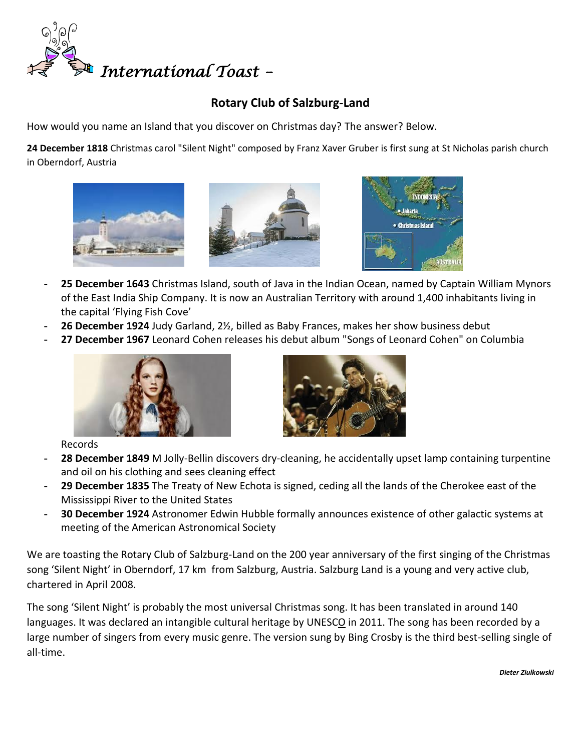# *International Toast –*

## Rotary Club of Salzburg-Land

How would you name an Island that you discover on Christmas day? The answer? Below.

**24 December 1818** Christmas carol "Silent Night" composed by Franz Xaver Gruber is first sung at St Nicholas parish church in Oberndorf, Austria

- **25 December 1643** Christmas Island, south of Java in the Indian Ocean, named by Captain William Mynors of the East India Ship Company. It is now an Australian Territory with around 1,400 inhabitants living in the capital 'Flying Fish Cove'
- **26 December 1924** Judy Garland, 2½, billed as Baby Frances, makes her show business debut
- **27 December 1967** Leonard Cohen releases his debut album "Songs of Leonard Cohen" on Columbia Records
- **28 December 1849** M Jolly-Bellin discovers dry-cleaning, he accidentally upset lamp containing turpentine and oil on his clothing and sees cleaning effect
- **29 December 1835** The Treaty of New Echota is signed, ceding all the lands of the Cherokee east of the Mississippi River to the United States
- **30 December 1924** Astronomer Edwin Hubble formally announces existence of other galactic systems at meeting of the American Astronomical Society

We are toasting the Rotary Club of Salzburg-Land on the 200 year anniversary of the first singing of the Christmas song 'Silent Night' in Oberndorf, 17 km from Salzburg, Austria. Salzburg Land is a young and very active club, chartered in April 2008.

The song 'Silent Night' is probably the most universal Christmas song. It has been translated in around 140 languages. It was declared an intangible cultural heritage by UNESCO in 2011. The song has been recorded by a large number of singers from every music genre. The version sung by Bing Crosby is the third best-selling single of all-time.

***Dieter Ziulkowski***